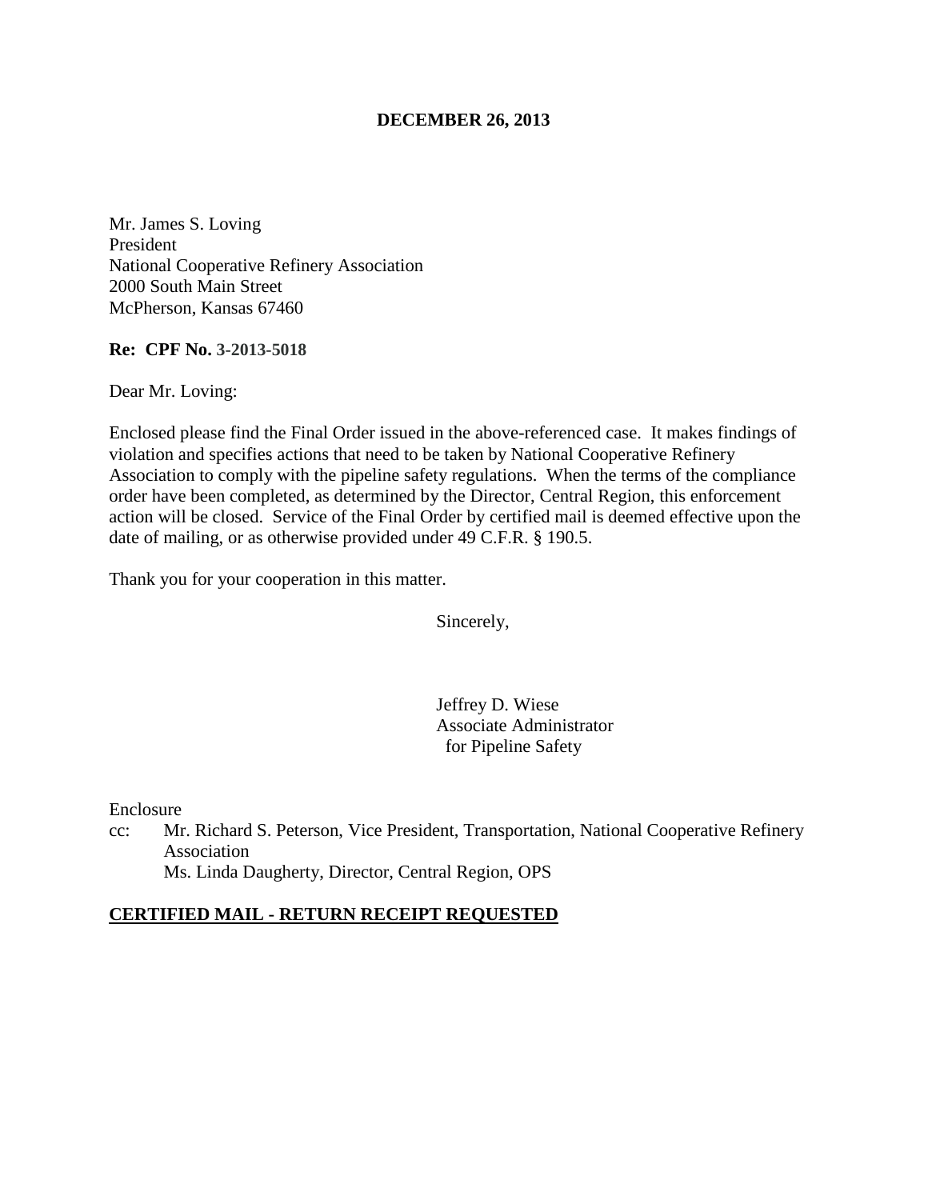**DECEMBER 26, 2013**

Mr. James S. Loving
President
National Cooperative Refinery Association
2000 South Main Street
McPherson, Kansas 67460

**Re: CPF No. 3-2013-5018**

Dear Mr. Loving:

Enclosed please find the Final Order issued in the above-referenced case. It makes findings of violation and specifies actions that need to be taken by National Cooperative Refinery Association to comply with the pipeline safety regulations. When the terms of the compliance order have been completed, as determined by the Director, Central Region, this enforcement action will be closed. Service of the Final Order by certified mail is deemed effective upon the date of mailing, or as otherwise provided under 49 C.F.R. § 190.5.

Thank you for your cooperation in this matter.

Sincerely,

Jeffrey D. Wiese
Associate Administrator
for Pipeline Safety

Enclosure

cc: Mr. Richard S. Peterson, Vice President, Transportation, National Cooperative Refinery Association
Ms. Linda Daugherty, Director, Central Region, OPS

**CERTIFIED MAIL - RETURN RECEIPT REQUESTED**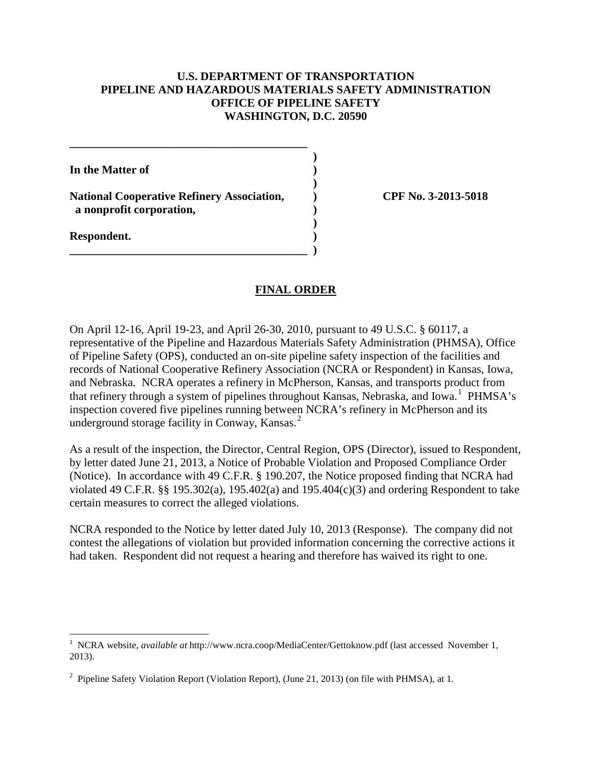**U.S. DEPARTMENT OF TRANSPORTATION**
**PIPELINE AND HAZARDOUS MATERIALS SAFETY ADMINISTRATION**
**OFFICE OF PIPELINE SAFETY**
**WASHINGTON, D.C. 20590**

| | |
|---|---|
| **In the Matter of** | |
| **National Cooperative Refinery Association, a nonprofit corporation,** | **CPF No. 3-2013-5018** |
| **Respondent.** | |

## FINAL ORDER

On April 12-16, April 19-23, and April 26-30, 2010, pursuant to 49 U.S.C. § 60117, a representative of the Pipeline and Hazardous Materials Safety Administration (PHMSA), Office of Pipeline Safety (OPS), conducted an on-site pipeline safety inspection of the facilities and records of National Cooperative Refinery Association (NCRA or Respondent) in Kansas, Iowa, and Nebraska. NCRA operates a refinery in McPherson, Kansas, and transports product from that refinery through a system of pipelines throughout Kansas, Nebraska, and Iowa.[1] PHMSA's inspection covered five pipelines running between NCRA's refinery in McPherson and its underground storage facility in Conway, Kansas.[2]

As a result of the inspection, the Director, Central Region, OPS (Director), issued to Respondent, by letter dated June 21, 2013, a Notice of Probable Violation and Proposed Compliance Order (Notice). In accordance with 49 C.F.R. § 190.207, the Notice proposed finding that NCRA had violated 49 C.F.R. §§ 195.302(a), 195.402(a) and 195.404(c)(3) and ordering Respondent to take certain measures to correct the alleged violations.

NCRA responded to the Notice by letter dated July 10, 2013 (Response). The company did not contest the allegations of violation but provided information concerning the corrective actions it had taken. Respondent did not request a hearing and therefore has waived its right to one.

---

[1] NCRA website, *available at* http://www.ncra.coop/MediaCenter/Gettoknow.pdf (last accessed November 1, 2013).

[2] Pipeline Safety Violation Report (Violation Report), (June 21, 2013) (on file with PHMSA), at 1.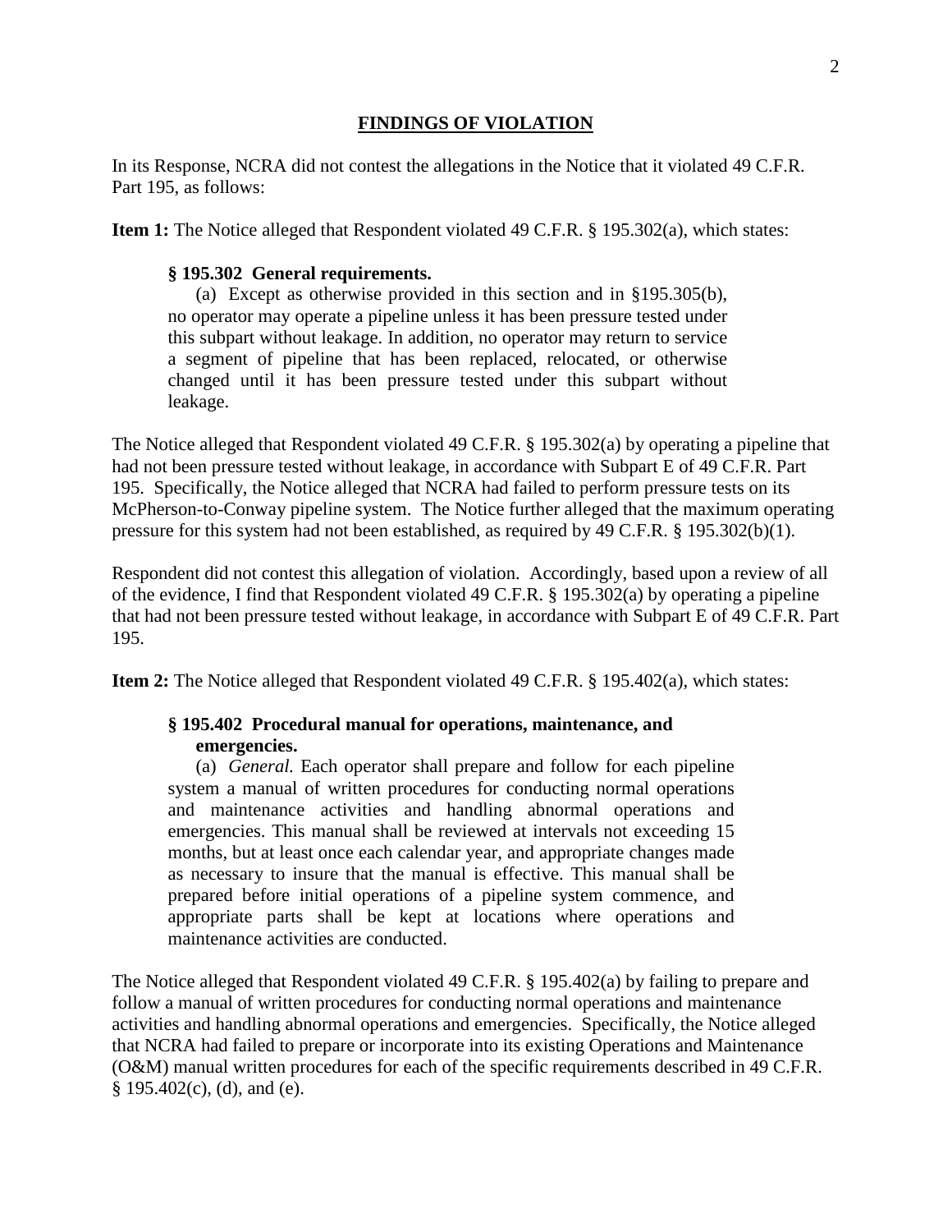## FINDINGS OF VIOLATION

In its Response, NCRA did not contest the allegations in the Notice that it violated 49 C.F.R. Part 195, as follows:

**Item 1:** The Notice alleged that Respondent violated 49 C.F.R. § 195.302(a), which states:

> **§ 195.302 General requirements.**
>
> (a) Except as otherwise provided in this section and in §195.305(b), no operator may operate a pipeline unless it has been pressure tested under this subpart without leakage. In addition, no operator may return to service a segment of pipeline that has been replaced, relocated, or otherwise changed until it has been pressure tested under this subpart without leakage.

The Notice alleged that Respondent violated 49 C.F.R. § 195.302(a) by operating a pipeline that had not been pressure tested without leakage, in accordance with Subpart E of 49 C.F.R. Part 195. Specifically, the Notice alleged that NCRA had failed to perform pressure tests on its McPherson-to-Conway pipeline system. The Notice further alleged that the maximum operating pressure for this system had not been established, as required by 49 C.F.R. § 195.302(b)(1).

Respondent did not contest this allegation of violation. Accordingly, based upon a review of all of the evidence, I find that Respondent violated 49 C.F.R. § 195.302(a) by operating a pipeline that had not been pressure tested without leakage, in accordance with Subpart E of 49 C.F.R. Part 195.

**Item 2:** The Notice alleged that Respondent violated 49 C.F.R. § 195.402(a), which states:

> **§ 195.402 Procedural manual for operations, maintenance, and emergencies.**
>
> (a) *General.* Each operator shall prepare and follow for each pipeline system a manual of written procedures for conducting normal operations and maintenance activities and handling abnormal operations and emergencies. This manual shall be reviewed at intervals not exceeding 15 months, but at least once each calendar year, and appropriate changes made as necessary to insure that the manual is effective. This manual shall be prepared before initial operations of a pipeline system commence, and appropriate parts shall be kept at locations where operations and maintenance activities are conducted.

The Notice alleged that Respondent violated 49 C.F.R. § 195.402(a) by failing to prepare and follow a manual of written procedures for conducting normal operations and maintenance activities and handling abnormal operations and emergencies. Specifically, the Notice alleged that NCRA had failed to prepare or incorporate into its existing Operations and Maintenance (O&M) manual written procedures for each of the specific requirements described in 49 C.F.R. § 195.402(c), (d), and (e).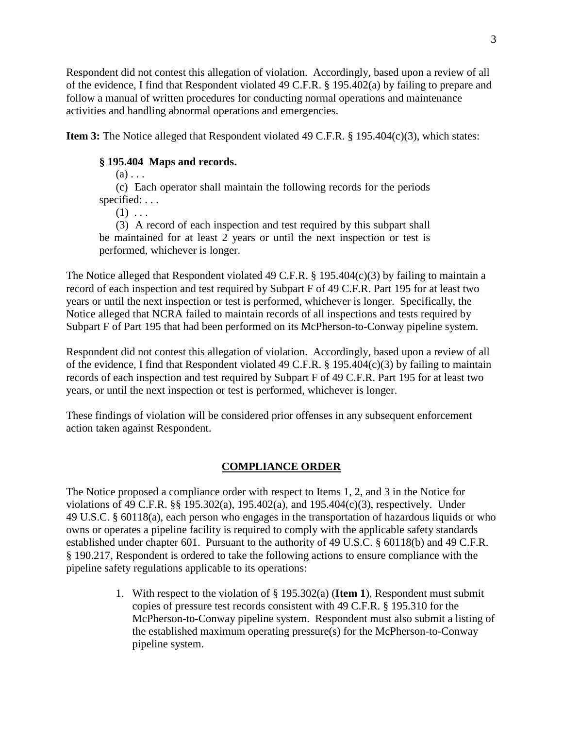Respondent did not contest this allegation of violation. Accordingly, based upon a review of all of the evidence, I find that Respondent violated 49 C.F.R. § 195.402(a) by failing to prepare and follow a manual of written procedures for conducting normal operations and maintenance activities and handling abnormal operations and emergencies.

**Item 3:** The Notice alleged that Respondent violated 49 C.F.R. § 195.404(c)(3), which states:

> **§ 195.404 Maps and records.**
>
> (a) . . .
>
> (c) Each operator shall maintain the following records for the periods specified: . . .
>
> (1) . . .
>
> (3) A record of each inspection and test required by this subpart shall be maintained for at least 2 years or until the next inspection or test is performed, whichever is longer.

The Notice alleged that Respondent violated 49 C.F.R. § 195.404(c)(3) by failing to maintain a record of each inspection and test required by Subpart F of 49 C.F.R. Part 195 for at least two years or until the next inspection or test is performed, whichever is longer. Specifically, the Notice alleged that NCRA failed to maintain records of all inspections and tests required by Subpart F of Part 195 that had been performed on its McPherson-to-Conway pipeline system.

Respondent did not contest this allegation of violation. Accordingly, based upon a review of all of the evidence, I find that Respondent violated 49 C.F.R. § 195.404(c)(3) by failing to maintain records of each inspection and test required by Subpart F of 49 C.F.R. Part 195 for at least two years, or until the next inspection or test is performed, whichever is longer.

These findings of violation will be considered prior offenses in any subsequent enforcement action taken against Respondent.

## COMPLIANCE ORDER

The Notice proposed a compliance order with respect to Items 1, 2, and 3 in the Notice for violations of 49 C.F.R. §§ 195.302(a), 195.402(a), and 195.404(c)(3), respectively. Under 49 U.S.C. § 60118(a), each person who engages in the transportation of hazardous liquids or who owns or operates a pipeline facility is required to comply with the applicable safety standards established under chapter 601. Pursuant to the authority of 49 U.S.C. § 60118(b) and 49 C.F.R. § 190.217, Respondent is ordered to take the following actions to ensure compliance with the pipeline safety regulations applicable to its operations:

1. With respect to the violation of § 195.302(a) (**Item 1**), Respondent must submit copies of pressure test records consistent with 49 C.F.R. § 195.310 for the McPherson-to-Conway pipeline system. Respondent must also submit a listing of the established maximum operating pressure(s) for the McPherson-to-Conway pipeline system.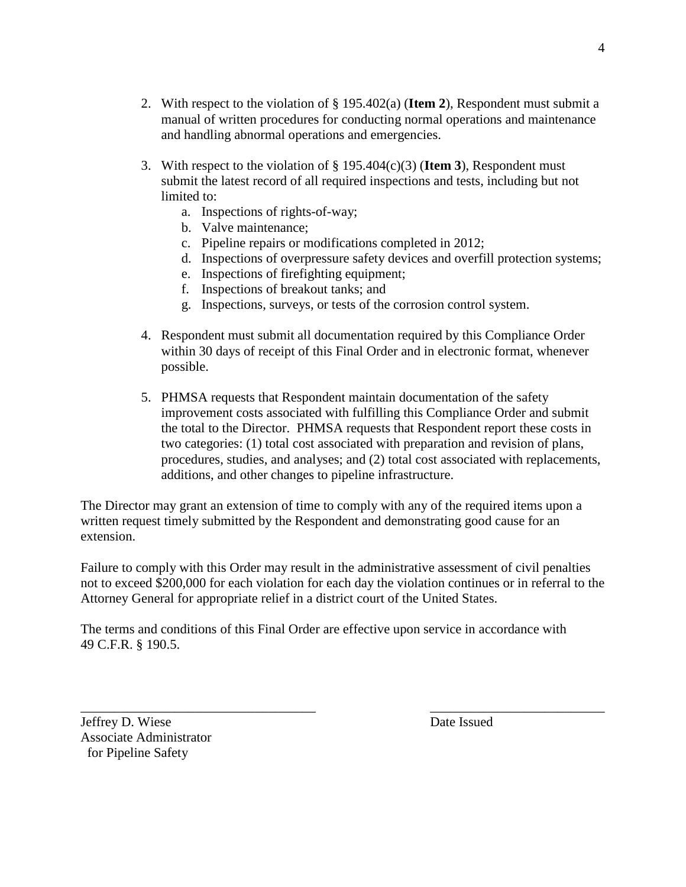2. With respect to the violation of § 195.402(a) (**Item 2**), Respondent must submit a manual of written procedures for conducting normal operations and maintenance and handling abnormal operations and emergencies.

3. With respect to the violation of § 195.404(c)(3) (**Item 3**), Respondent must submit the latest record of all required inspections and tests, including but not limited to:
   a. Inspections of rights-of-way;
   b. Valve maintenance;
   c. Pipeline repairs or modifications completed in 2012;
   d. Inspections of overpressure safety devices and overfill protection systems;
   e. Inspections of firefighting equipment;
   f. Inspections of breakout tanks; and
   g. Inspections, surveys, or tests of the corrosion control system.

4. Respondent must submit all documentation required by this Compliance Order within 30 days of receipt of this Final Order and in electronic format, whenever possible.

5. PHMSA requests that Respondent maintain documentation of the safety improvement costs associated with fulfilling this Compliance Order and submit the total to the Director. PHMSA requests that Respondent report these costs in two categories: (1) total cost associated with preparation and revision of plans, procedures, studies, and analyses; and (2) total cost associated with replacements, additions, and other changes to pipeline infrastructure.

The Director may grant an extension of time to comply with any of the required items upon a written request timely submitted by the Respondent and demonstrating good cause for an extension.

Failure to comply with this Order may result in the administrative assessment of civil penalties not to exceed $200,000 for each violation for each day the violation continues or in referral to the Attorney General for appropriate relief in a district court of the United States.

The terms and conditions of this Final Order are effective upon service in accordance with 49 C.F.R. § 190.5.

\_\_\_\_\_\_\_\_\_\_\_\_\_\_\_\_\_\_\_\_\_\_\_\_\_\_\_\_\_\_\_\_\_\_\_ \_\_\_\_\_\_\_\_\_\_\_\_\_\_\_\_\_\_\_\_\_\_\_\_\_\_

Jeffrey D. Wiese
Associate Administrator
for Pipeline Safety

Date Issued